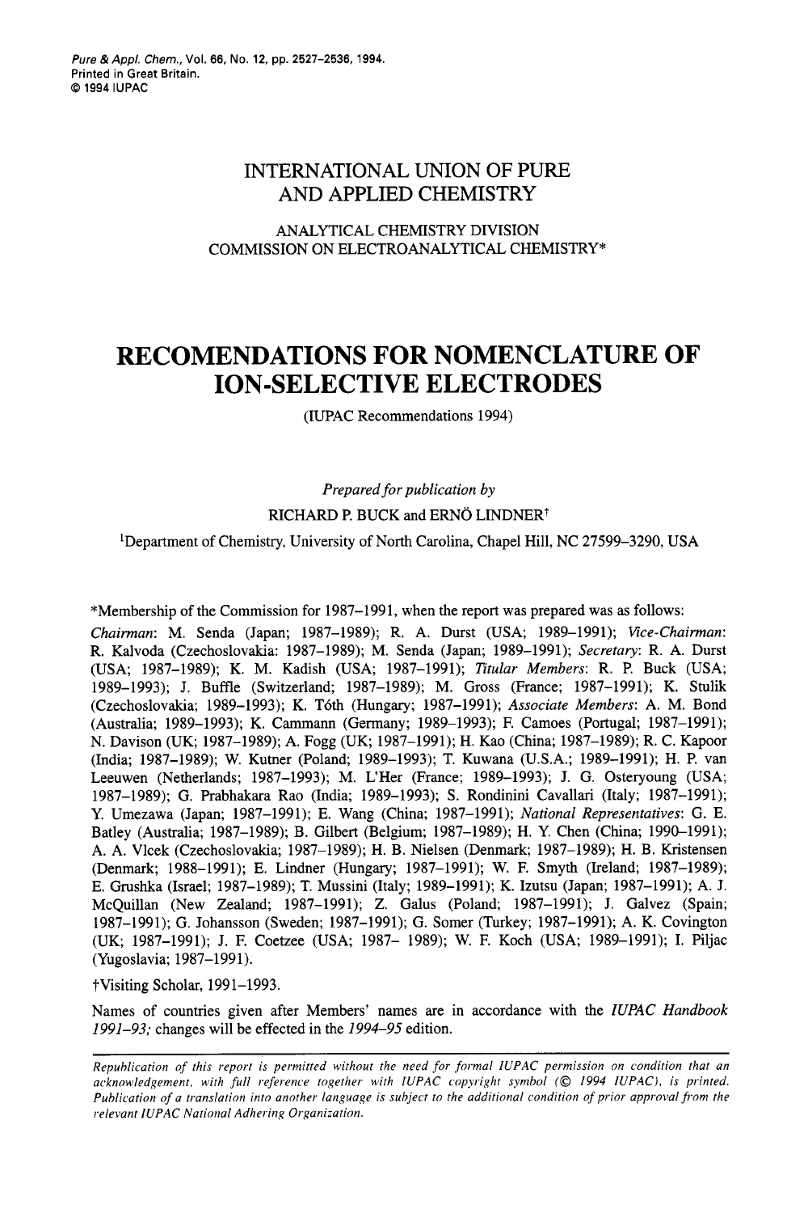INTERNATIONAL UNION OF PURE AND APPLIED CHEMISTRY

ANALYTICAL CHEMISTRY DIVISION
COMMISSION ON ELECTROANALYTICAL CHEMISTRY*

# RECOMENDATIONS FOR NOMENCLATURE OF ION-SELECTIVE ELECTRODES

(IUPAC Recommendations 1994)

*Prepared for publication by*
RICHARD P. BUCK and ERNÖ LINDNER†

[1]Department of Chemistry, University of North Carolina, Chapel Hill, NC 27599–3290, USA

*Membership of the Commission for 1987–1991, when the report was prepared was as follows:
*Chairman*: M. Senda (Japan; 1987–1989); R. A. Durst (USA; 1989–1991); *Vice-Chairman*: R. Kalvoda (Czechoslovakia: 1987–1989); M. Senda (Japan; 1989–1991); *Secretary*: R. A. Durst (USA; 1987–1989); K. M. Kadish (USA; 1987–1991); *Titular Members*: R. P. Buck (USA; 1989–1993); J. Buffle (Switzerland; 1987–1989); M. Gross (France; 1987–1991); K. Stulik (Czechoslovakia; 1989–1993); K. Tóth (Hungary; 1987–1991); *Associate Members*: A. M. Bond (Australia; 1989–1993); K. Cammann (Germany; 1989–1993); F. Camoes (Portugal; 1987–1991); N. Davison (UK; 1987–1989); A. Fogg (UK; 1987–1991); H. Kao (China; 1987–1989); R. C. Kapoor (India; 1987–1989); W. Kutner (Poland; 1989–1993); T. Kuwana (U.S.A.; 1989–1991); H. P. van Leeuwen (Netherlands; 1987–1993); M. L'Her (France; 1989–1993); J. G. Osteryoung (USA; 1987–1989); G. Prabhakara Rao (India; 1989–1993); S. Rondinini Cavallari (Italy; 1987–1991); Y. Umezawa (Japan; 1987–1991); E. Wang (China; 1987–1991); *National Representatives*: G. E. Batley (Australia; 1987–1989); B. Gilbert (Belgium; 1987–1989); H. Y. Chen (China; 1990–1991); A. A. Vlcek (Czechoslovakia; 1987–1989); H. B. Nielsen (Denmark; 1987–1989); H. B. Kristensen (Denmark; 1988–1991); E. Lindner (Hungary; 1987–1991); W. F. Smyth (Ireland; 1987–1989); E. Grushka (Israel; 1987–1989); T. Mussini (Italy; 1989–1991); K. Izutsu (Japan; 1987–1991); A. J. McQuillan (New Zealand; 1987–1991); Z. Galus (Poland; 1987–1991); J. Galvez (Spain; 1987–1991); G. Johansson (Sweden; 1987–1991); G. Somer (Turkey; 1987–1991); A. K. Covington (UK; 1987–1991); J. F. Coetzee (USA; 1987– 1989); W. F. Koch (USA; 1989–1991); I. Piljac (Yugoslavia; 1987–1991).

†Visiting Scholar, 1991–1993.

Names of countries given after Members' names are in accordance with the *IUPAC Handbook 1991–93;* changes will be effected in the *1994–95* edition.

*Republication of this report is permitted without the need for formal IUPAC permission on condition that an acknowledgement, with full reference together with IUPAC copyright symbol (© 1994 IUPAC), is printed. Publication of a translation into another language is subject to the additional condition of prior approval from the relevant IUPAC National Adhering Organization.*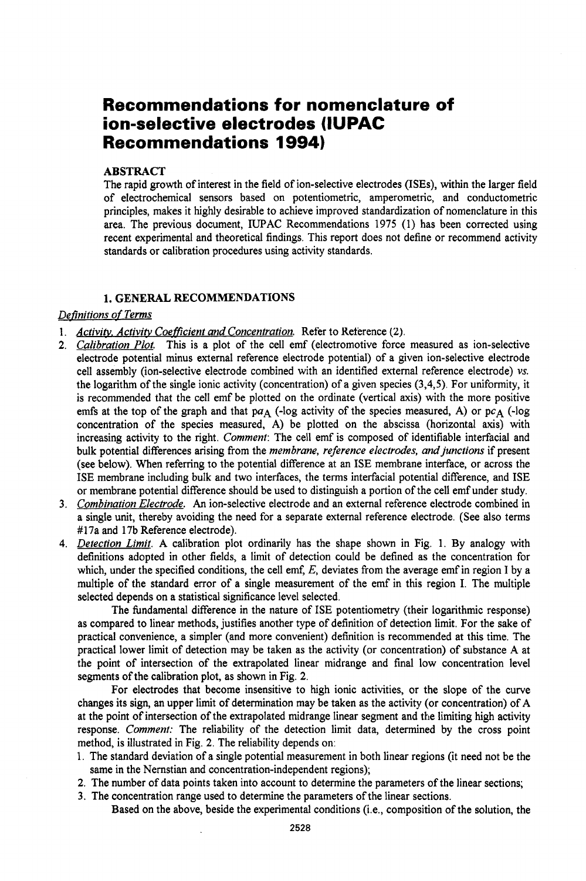# Recommendations for nomenclature of ion-selective electrodes (IUPAC Recommendations 1994)

## ABSTRACT

The rapid growth of interest in the field of ion-selective electrodes (ISEs), within the larger field of electrochemical sensors based on potentiometric, amperometric, and conductometric principles, makes it highly desirable to achieve improved standardization of nomenclature in this area. The previous document, IUPAC Recommendations 1975 (1) has been corrected using recent experimental and theoretical findings. This report does not define or recommend activity standards or calibration procedures using activity standards.

## 1. GENERAL RECOMMENDATIONS

*Definitions of Terms*

1. *Activity, Activity Coefficient and Concentration.* Refer to Reference (2).
2. *Calibration Plot.* This is a plot of the cell emf (electromotive force measured as ion-selective electrode potential minus external reference electrode potential) of a given ion-selective electrode cell assembly (ion-selective electrode combined with an identified external reference electrode) *vs.* the logarithm of the single ionic activity (concentration) of a given species (3,4,5). For uniformity, it is recommended that the cell emf be plotted on the ordinate (vertical axis) with the more positive emfs at the top of the graph and that $pa_A$ (-log activity of the species measured, A) or $pc_A$ (-log concentration of the species measured, A) be plotted on the abscissa (horizontal axis) with increasing activity to the right. *Comment*: The cell emf is composed of identifiable interfacial and bulk potential differences arising from the *membrane, reference electrodes, and junctions* if present (see below). When referring to the potential difference at an ISE membrane interface, or across the ISE membrane including bulk and two interfaces, the terms interfacial potential difference, and ISE or membrane potential difference should be used to distinguish a portion of the cell emf under study.
3. *Combination Electrode.* An ion-selective electrode and an external reference electrode combined in a single unit, thereby avoiding the need for a separate external reference electrode. (See also terms #17a and 17b Reference electrode).
4. *Detection Limit.* A calibration plot ordinarily has the shape shown in Fig. 1. By analogy with definitions adopted in other fields, a limit of detection could be defined as the concentration for which, under the specified conditions, the cell emf, $E$, deviates from the average emf in region I by a multiple of the standard error of a single measurement of the emf in this region I. The multiple selected depends on a statistical significance level selected.

   The fundamental difference in the nature of ISE potentiometry (their logarithmic response) as compared to linear methods, justifies another type of definition of detection limit. For the sake of practical convenience, a simpler (and more convenient) definition is recommended at this time. The practical lower limit of detection may be taken as the activity (or concentration) of substance A at the point of intersection of the extrapolated linear midrange and final low concentration level segments of the calibration plot, as shown in Fig. 2.

   For electrodes that become insensitive to high ionic activities, or the slope of the curve changes its sign, an upper limit of determination may be taken as the activity (or concentration) of A at the point of intersection of the extrapolated midrange linear segment and the limiting high activity response. *Comment:* The reliability of the detection limit data, determined by the cross point method, is illustrated in Fig. 2. The reliability depends on:

   1. The standard deviation of a single potential measurement in both linear regions (it need not be the same in the Nernstian and concentration-independent regions);
   2. The number of data points taken into account to determine the parameters of the linear sections;
   3. The concentration range used to determine the parameters of the linear sections.

   Based on the above, beside the experimental conditions (i.e., composition of the solution, the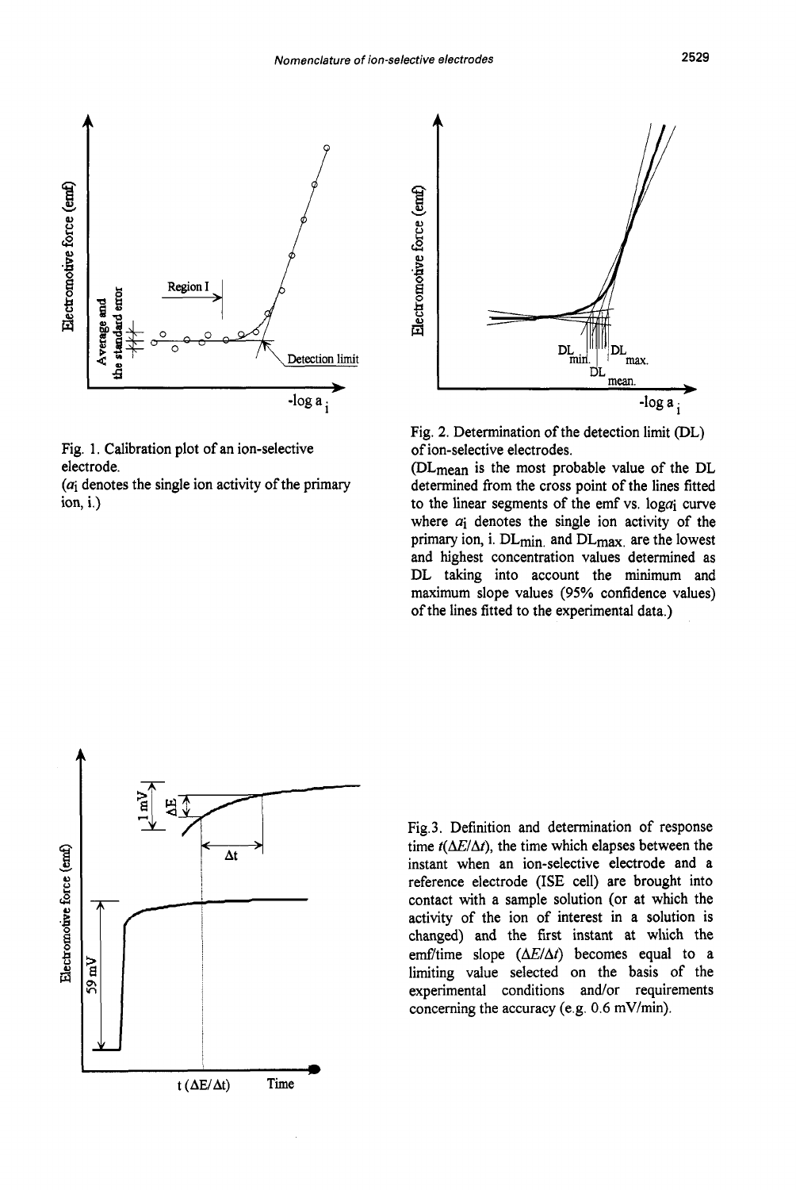Fig. 1. Calibration plot of an ion-selective electrode.
($a_i$ denotes the single ion activity of the primary ion, i.)

Fig. 2. Determination of the detection limit (DL) of ion-selective electrodes.
($DL_{mean}$ is the most probable value of the DL determined from the cross point of the lines fitted to the linear segments of the emf vs. $\log a_i$ curve where $a_i$ denotes the single ion activity of the primary ion, i. $DL_{min.}$ and $DL_{max.}$ are the lowest and highest concentration values determined as DL taking into account the minimum and maximum slope values (95% confidence values) of the lines fitted to the experimental data.)

Fig.3. Definition and determination of response time $t(\Delta E/\Delta t)$, the time which elapses between the instant when an ion-selective electrode and a reference electrode (ISE cell) are brought into contact with a sample solution (or at which the activity of the ion of interest in a solution is changed) and the first instant at which the emf/time slope ($\Delta E/\Delta t$) becomes equal to a limiting value selected on the basis of the experimental conditions and/or requirements concerning the accuracy (e.g. 0.6 mV/min).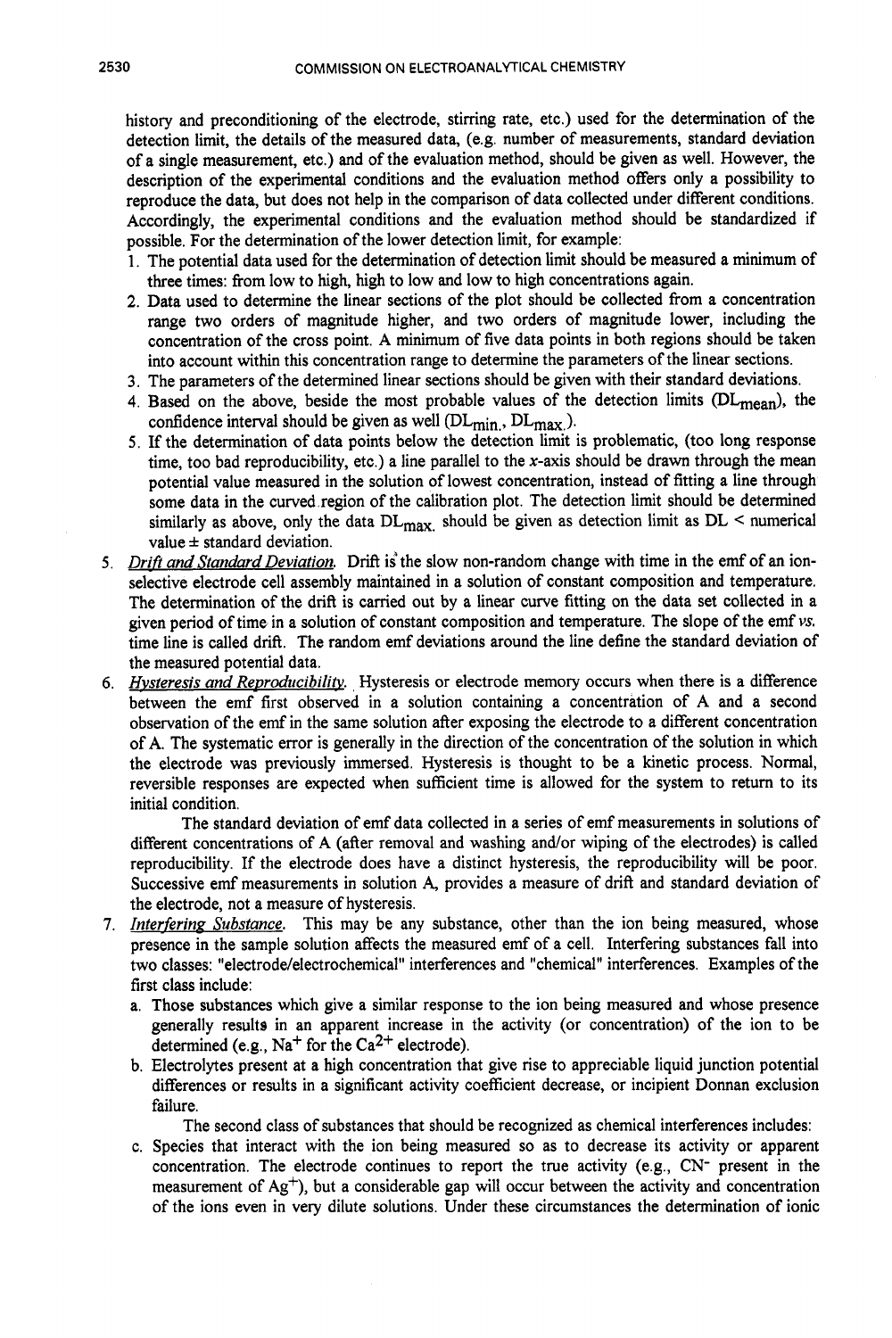history and preconditioning of the electrode, stirring rate, etc.) used for the determination of the detection limit, the details of the measured data, (e.g. number of measurements, standard deviation of a single measurement, etc.) and of the evaluation method, should be given as well. However, the description of the experimental conditions and the evaluation method offers only a possibility to reproduce the data, but does not help in the comparison of data collected under different conditions. Accordingly, the experimental conditions and the evaluation method should be standardized if possible. For the determination of the lower detection limit, for example:

1. The potential data used for the determination of detection limit should be measured a minimum of three times: from low to high, high to low and low to high concentrations again.
2. Data used to determine the linear sections of the plot should be collected from a concentration range two orders of magnitude higher, and two orders of magnitude lower, including the concentration of the cross point. A minimum of five data points in both regions should be taken into account within this concentration range to determine the parameters of the linear sections.
3. The parameters of the determined linear sections should be given with their standard deviations.
4. Based on the above, beside the most probable values of the detection limits ($DL_{mean}$), the confidence interval should be given as well ($DL_{min.}$, $DL_{max.}$).
5. If the determination of data points below the detection limit is problematic, (too long response time, too bad reproducibility, etc.) a line parallel to the *x*-axis should be drawn through the mean potential value measured in the solution of lowest concentration, instead of fitting a line through some data in the curved region of the calibration plot. The detection limit should be determined similarly as above, only the data $DL_{max.}$ should be given as detection limit as DL < numerical value ± standard deviation.

5. *Drift and Standard Deviation.* Drift is the slow non-random change with time in the emf of an ion-selective electrode cell assembly maintained in a solution of constant composition and temperature. The determination of the drift is carried out by a linear curve fitting on the data set collected in a given period of time in a solution of constant composition and temperature. The slope of the emf *vs.* time line is called drift. The random emf deviations around the line define the standard deviation of the measured potential data.

6. *Hysteresis and Reproducibility.* Hysteresis or electrode memory occurs when there is a difference between the emf first observed in a solution containing a concentration of A and a second observation of the emf in the same solution after exposing the electrode to a different concentration of A. The systematic error is generally in the direction of the concentration of the solution in which the electrode was previously immersed. Hysteresis is thought to be a kinetic process. Normal, reversible responses are expected when sufficient time is allowed for the system to return to its initial condition.

   The standard deviation of emf data collected in a series of emf measurements in solutions of different concentrations of A (after removal and washing and/or wiping of the electrodes) is called reproducibility. If the electrode does have a distinct hysteresis, the reproducibility will be poor. Successive emf measurements in solution A, provides a measure of drift and standard deviation of the electrode, not a measure of hysteresis.

7. *Interfering Substance.* This may be any substance, other than the ion being measured, whose presence in the sample solution affects the measured emf of a cell. Interfering substances fall into two classes: "electrode/electrochemical" interferences and "chemical" interferences. Examples of the first class include:

   a. Those substances which give a similar response to the ion being measured and whose presence generally results in an apparent increase in the activity (or concentration) of the ion to be determined (e.g., $Na^{+}$ for the $Ca^{2+}$ electrode).

   b. Electrolytes present at a high concentration that give rise to appreciable liquid junction potential differences or results in a significant activity coefficient decrease, or incipient Donnan exclusion failure.

   The second class of substances that should be recognized as chemical interferences includes:

   c. Species that interact with the ion being measured so as to decrease its activity or apparent concentration. The electrode continues to report the true activity (e.g., $CN^{-}$ present in the measurement of $Ag^{+}$), but a considerable gap will occur between the activity and concentration of the ions even in very dilute solutions. Under these circumstances the determination of ionic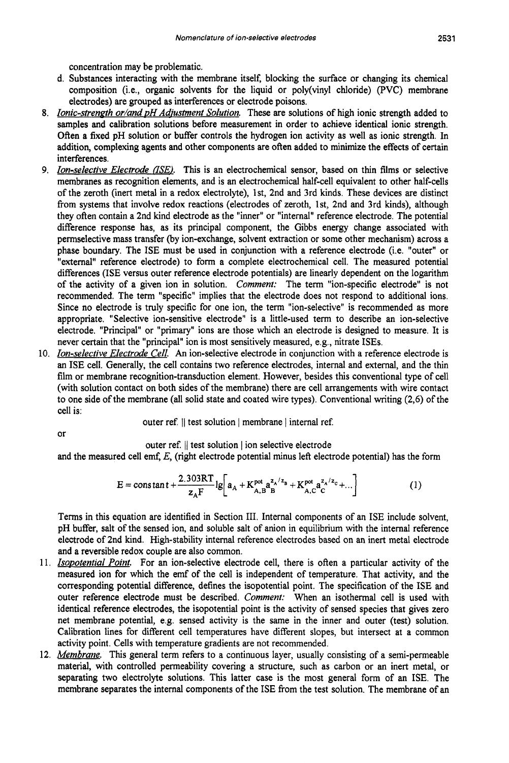concentration may be problematic.

d. Substances interacting with the membrane itself, blocking the surface or changing its chemical composition (i.e., organic solvents for the liquid or poly(vinyl chloride) (PVC) membrane electrodes) are grouped as interferences or electrode poisons.

8. *Ionic-strength or/and pH Adjustment Solution.* These are solutions of high ionic strength added to samples and calibration solutions before measurement in order to achieve identical ionic strength. Often a fixed pH solution or buffer controls the hydrogen ion activity as well as ionic strength. In addition, complexing agents and other components are often added to minimize the effects of certain interferences.

9. *Ion-selective Electrode (ISE).* This is an electrochemical sensor, based on thin films or selective membranes as recognition elements, and is an electrochemical half-cell equivalent to other half-cells of the zeroth (inert metal in a redox electrolyte), 1st, 2nd and 3rd kinds. These devices are distinct from systems that involve redox reactions (electrodes of zeroth, 1st, 2nd and 3rd kinds), although they often contain a 2nd kind electrode as the "inner" or "internal" reference electrode. The potential difference response has, as its principal component, the Gibbs energy change associated with permselective mass transfer (by ion-exchange, solvent extraction or some other mechanism) across a phase boundary. The ISE must be used in conjunction with a reference electrode (i.e. "outer" or "external" reference electrode) to form a complete electrochemical cell. The measured potential differences (ISE versus outer reference electrode potentials) are linearly dependent on the logarithm of the activity of a given ion in solution. *Comment:* The term "ion-specific electrode" is not recommended. The term "specific" implies that the electrode does not respond to additional ions. Since no electrode is truly specific for one ion, the term "ion-selective" is recommended as more appropriate. "Selective ion-sensitive electrode" is a little-used term to describe an ion-selective electrode. "Principal" or "primary" ions are those which an electrode is designed to measure. It is never certain that the "principal" ion is most sensitively measured, e.g., nitrate ISEs.

10. *Ion-selective Electrode Cell.* An ion-selective electrode in conjunction with a reference electrode is an ISE cell. Generally, the cell contains two reference electrodes, internal and external, and the thin film or membrane recognition-transduction element. However, besides this conventional type of cell (with solution contact on both sides of the membrane) there are cell arrangements with wire contact to one side of the membrane (all solid state and coated wire types). Conventional writing (2,6) of the cell is:

outer ref. || test solution | membrane | internal ref.

or

outer ref. || test solution | ion selective electrode

and the measured cell emf, $E$, (right electrode potential minus left electrode potential) has the form

$$E = \text{constant} + \frac{2.303RT}{z_A F} \lg\left[ a_A + K^{pot}_{A,B} a_B^{z_A/z_B} + K^{pot}_{A,C} a_C^{z_A/z_C} + \ldots \right] \quad (1)$$

Terms in this equation are identified in Section III. Internal components of an ISE include solvent, pH buffer, salt of the sensed ion, and soluble salt of anion in equilibrium with the internal reference electrode of 2nd kind. High-stability internal reference electrodes based on an inert metal electrode and a reversible redox couple are also common.

11. *Isopotential Point.* For an ion-selective electrode cell, there is often a particular activity of the measured ion for which the emf of the cell is independent of temperature. That activity, and the corresponding potential difference, defines the isopotential point. The specification of the ISE and outer reference electrode must be described. *Comment:* When an isothermal cell is used with identical reference electrodes, the isopotential point is the activity of sensed species that gives zero net membrane potential, e.g. sensed activity is the same in the inner and outer (test) solution. Calibration lines for different cell temperatures have different slopes, but intersect at a common activity point. Cells with temperature gradients are not recommended.

12. *Membrane.* This general term refers to a continuous layer, usually consisting of a semi-permeable material, with controlled permeability covering a structure, such as carbon or an inert metal, or separating two electrolyte solutions. This latter case is the most general form of an ISE. The membrane separates the internal components of the ISE from the test solution. The membrane of an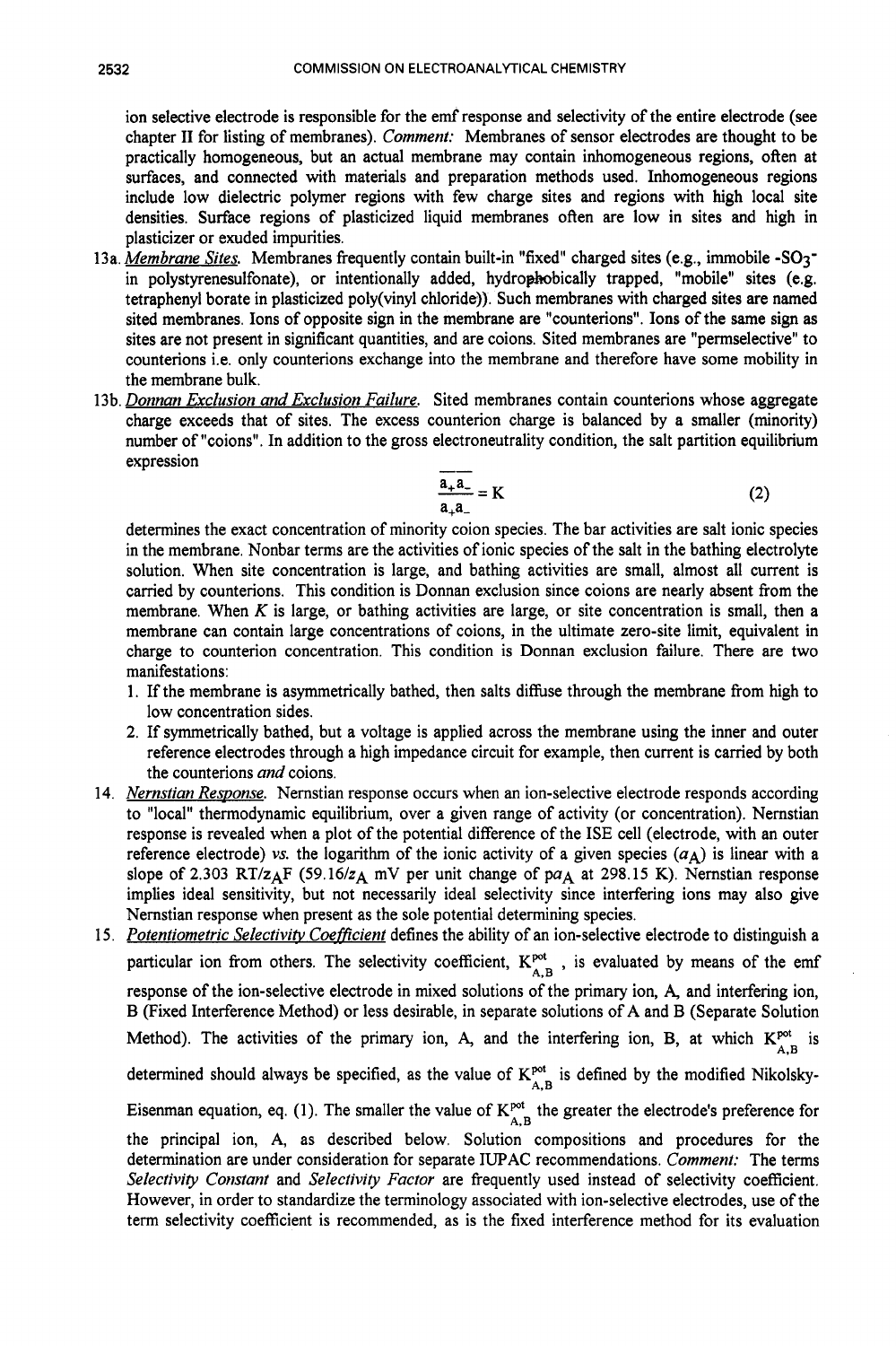ion selective electrode is responsible for the emf response and selectivity of the entire electrode (see chapter II for listing of membranes). *Comment:* Membranes of sensor electrodes are thought to be practically homogeneous, but an actual membrane may contain inhomogeneous regions, often at surfaces, and connected with materials and preparation methods used. Inhomogeneous regions include low dielectric polymer regions with few charge sites and regions with high local site densities. Surface regions of plasticized liquid membranes often are low in sites and high in plasticizer or exuded impurities.

13a. *Membrane Sites.* Membranes frequently contain built-in "fixed" charged sites (e.g., immobile $-SO_3^-$ in polystyrenesulfonate), or intentionally added, hydrophobically trapped, "mobile" sites (e.g. tetraphenyl borate in plasticized poly(vinyl chloride)). Such membranes with charged sites are named sited membranes. Ions of opposite sign in the membrane are "counterions". Ions of the same sign as sites are not present in significant quantities, and are coions. Sited membranes are "permselective" to counterions i.e. only counterions exchange into the membrane and therefore have some mobility in the membrane bulk.

13b. *Donnan Exclusion and Exclusion Failure.* Sited membranes contain counterions whose aggregate charge exceeds that of sites. The excess counterion charge is balanced by a smaller (minority) number of "coions". In addition to the gross electroneutrality condition, the salt partition equilibrium expression

$$\frac{\overline{a_+ a_-}}{a_+ a_-} = K \tag{2}$$

determines the exact concentration of minority coion species. The bar activities are salt ionic species in the membrane. Nonbar terms are the activities of ionic species of the salt in the bathing electrolyte solution. When site concentration is large, and bathing activities are small, almost all current is carried by counterions. This condition is Donnan exclusion since coions are nearly absent from the membrane. When $K$ is large, or bathing activities are large, or site concentration is small, then a membrane can contain large concentrations of coions, in the ultimate zero-site limit, equivalent in charge to counterion concentration. This condition is Donnan exclusion failure. There are two manifestations:

1. If the membrane is asymmetrically bathed, then salts diffuse through the membrane from high to low concentration sides.
2. If symmetrically bathed, but a voltage is applied across the membrane using the inner and outer reference electrodes through a high impedance circuit for example, then current is carried by both the counterions *and* coions.

14. *Nernstian Response.* Nernstian response occurs when an ion-selective electrode responds according to "local" thermodynamic equilibrium, over a given range of activity (or concentration). Nernstian response is revealed when a plot of the potential difference of the ISE cell (electrode, with an outer reference electrode) *vs.* the logarithm of the ionic activity of a given species ($a_A$) is linear with a slope of $2.303\ RT/z_A F$ ($59.16/z_A$ mV per unit change of $pa_A$ at 298.15 K). Nernstian response implies ideal sensitivity, but not necessarily ideal selectivity since interfering ions may also give Nernstian response when present as the sole potential determining species.

15. *Potentiometric Selectivity Coefficient* defines the ability of an ion-selective electrode to distinguish a particular ion from others. The selectivity coefficient, $K^{pot}_{A,B}$, is evaluated by means of the emf response of the ion-selective electrode in mixed solutions of the primary ion, A, and interfering ion, B (Fixed Interference Method) or less desirable, in separate solutions of A and B (Separate Solution Method). The activities of the primary ion, A, and the interfering ion, B, at which $K^{pot}_{A,B}$ is determined should always be specified, as the value of $K^{pot}_{A,B}$ is defined by the modified Nikolsky-Eisenman equation, eq. (1). The smaller the value of $K^{pot}_{A,B}$ the greater the electrode's preference for the principal ion, A, as described below. Solution compositions and procedures for the determination are under consideration for separate IUPAC recommendations. *Comment:* The terms *Selectivity Constant* and *Selectivity Factor* are frequently used instead of selectivity coefficient. However, in order to standardize the terminology associated with ion-selective electrodes, use of the term selectivity coefficient is recommended, as is the fixed interference method for its evaluation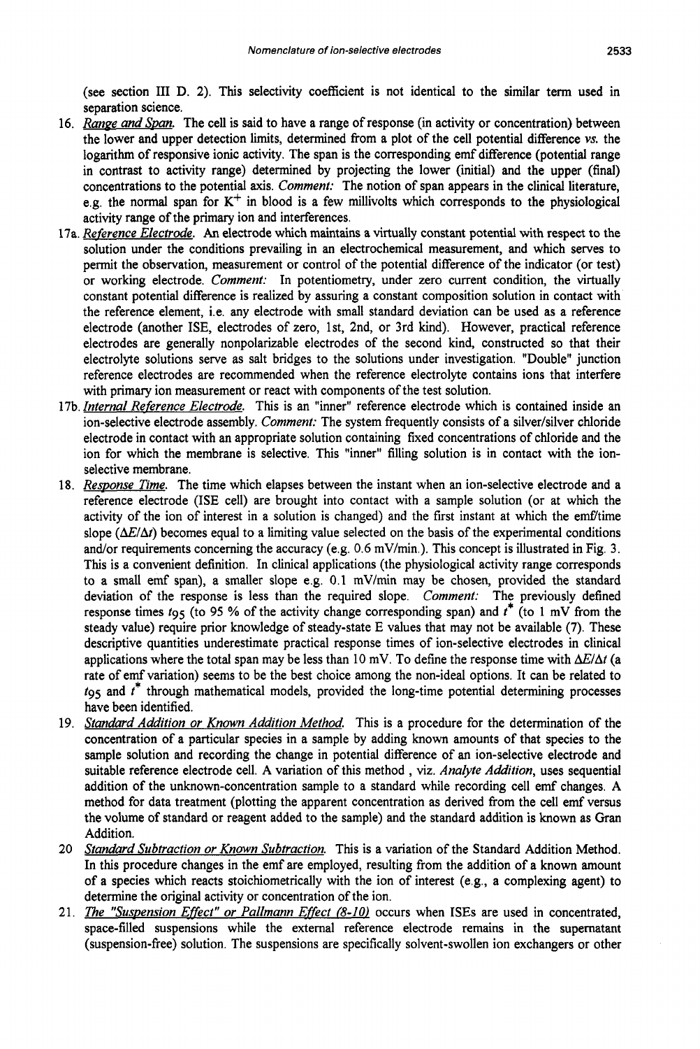(see section III D. 2). This selectivity coefficient is not identical to the similar term used in separation science.

16. *Range and Span.* The cell is said to have a range of response (in activity or concentration) between the lower and upper detection limits, determined from a plot of the cell potential difference *vs.* the logarithm of responsive ionic activity. The span is the corresponding emf difference (potential range in contrast to activity range) determined by projecting the lower (initial) and the upper (final) concentrations to the potential axis. *Comment:* The notion of span appears in the clinical literature, e.g. the normal span for $K^+$ in blood is a few millivolts which corresponds to the physiological activity range of the primary ion and interferences.

17a. *Reference Electrode.* An electrode which maintains a virtually constant potential with respect to the solution under the conditions prevailing in an electrochemical measurement, and which serves to permit the observation, measurement or control of the potential difference of the indicator (or test) or working electrode. *Comment:* In potentiometry, under zero current condition, the virtually constant potential difference is realized by assuring a constant composition solution in contact with the reference element, i.e. any electrode with small standard deviation can be used as a reference electrode (another ISE, electrodes of zero, 1st, 2nd, or 3rd kind). However, practical reference electrodes are generally nonpolarizable electrodes of the second kind, constructed so that their electrolyte solutions serve as salt bridges to the solutions under investigation. "Double" junction reference electrodes are recommended when the reference electrolyte contains ions that interfere with primary ion measurement or react with components of the test solution.

17b. *Internal Reference Electrode.* This is an "inner" reference electrode which is contained inside an ion-selective electrode assembly. *Comment:* The system frequently consists of a silver/silver chloride electrode in contact with an appropriate solution containing fixed concentrations of chloride and the ion for which the membrane is selective. This "inner" filling solution is in contact with the ion-selective membrane.

18. *Response Time.* The time which elapses between the instant when an ion-selective electrode and a reference electrode (ISE cell) are brought into contact with a sample solution (or at which the activity of the ion of interest in a solution is changed) and the first instant at which the emf/time slope ($\Delta E/\Delta t$) becomes equal to a limiting value selected on the basis of the experimental conditions and/or requirements concerning the accuracy (e.g. 0.6 mV/min.). This concept is illustrated in Fig. 3. This is a convenient definition. In clinical applications (the physiological activity range corresponds to a small emf span), a smaller slope e.g. 0.1 mV/min may be chosen, provided the standard deviation of the response is less than the required slope. *Comment:* The previously defined response times $t_{95}$ (to 95 % of the activity change corresponding span) and $t^*$ (to 1 mV from the steady value) require prior knowledge of steady-state E values that may not be available (7). These descriptive quantities underestimate practical response times of ion-selective electrodes in clinical applications where the total span may be less than 10 mV. To define the response time with $\Delta E/\Delta t$ (a rate of emf variation) seems to be the best choice among the non-ideal options. It can be related to $t_{95}$ and $t^*$ through mathematical models, provided the long-time potential determining processes have been identified.

19. *Standard Addition or Known Addition Method.* This is a procedure for the determination of the concentration of a particular species in a sample by adding known amounts of that species to the sample solution and recording the change in potential difference of an ion-selective electrode and suitable reference electrode cell. A variation of this method , viz. *Analyte Addition*, uses sequential addition of the unknown-concentration sample to a standard while recording cell emf changes. A method for data treatment (plotting the apparent concentration as derived from the cell emf versus the volume of standard or reagent added to the sample) and the standard addition is known as Gran Addition.

20 *Standard Subtraction or Known Subtraction.* This is a variation of the Standard Addition Method. In this procedure changes in the emf are employed, resulting from the addition of a known amount of a species which reacts stoichiometrically with the ion of interest (e.g., a complexing agent) to determine the original activity or concentration of the ion.

21. *The "Suspension Effect" or Pallmann Effect (8-10)* occurs when ISEs are used in concentrated, space-filled suspensions while the external reference electrode remains in the supernatant (suspension-free) solution. The suspensions are specifically solvent-swollen ion exchangers or other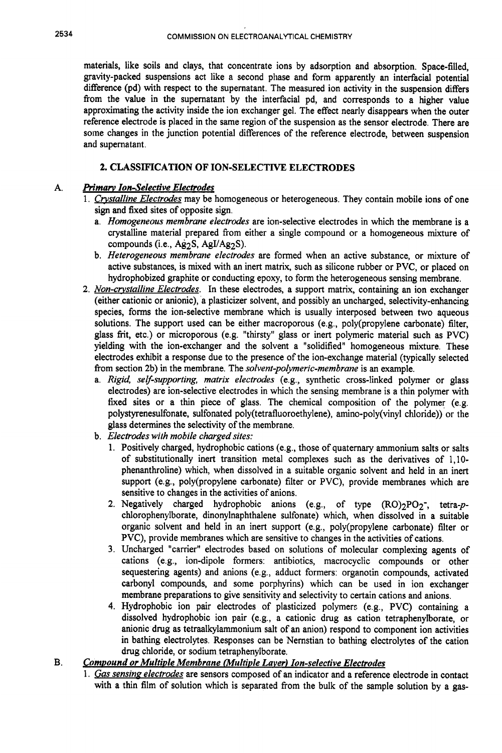materials, like soils and clays, that concentrate ions by adsorption and absorption. Space-filled, gravity-packed suspensions act like a second phase and form apparently an interfacial potential difference (pd) with respect to the supernatant. The measured ion activity in the suspension differs from the value in the supernatant by the interfacial pd, and corresponds to a higher value approximating the activity inside the ion exchanger gel. The effect nearly disappears when the outer reference electrode is placed in the same region of the suspension as the sensor electrode. There are some changes in the junction potential differences of the reference electrode, between suspension and supernatant.

## 2. CLASSIFICATION OF ION-SELECTIVE ELECTRODES

A. ***Primary Ion-Selective Electrodes***

1. *Crystalline Electrodes* may be homogeneous or heterogeneous. They contain mobile ions of one sign and fixed sites of opposite sign.
   a. *Homogeneous membrane electrodes* are ion-selective electrodes in which the membrane is a crystalline material prepared from either a single compound or a homogeneous mixture of compounds (i.e., $Ag_2S$, $AgI/Ag_2S$).
   b. *Heterogeneous membrane electrodes* are formed when an active substance, or mixture of active substances, is mixed with an inert matrix, such as silicone rubber or PVC, or placed on hydrophobized graphite or conducting epoxy, to form the heterogeneous sensing membrane.
2. *Non-crystalline Electrodes*. In these electrodes, a support matrix, containing an ion exchanger (either cationic or anionic), a plasticizer solvent, and possibly an uncharged, selectivity-enhancing species, forms the ion-selective membrane which is usually interposed between two aqueous solutions. The support used can be either macroporous (e.g., poly(propylene carbonate) filter, glass frit, etc.) or microporous (e.g. "thirsty" glass or inert polymeric material such as PVC) yielding with the ion-exchanger and the solvent a "solidified" homogeneous mixture. These electrodes exhibit a response due to the presence of the ion-exchange material (typically selected from section 2b) in the membrane. The *solvent-polymeric-membrane* is an example.
   a. *Rigid, self-supporting, matrix electrodes* (e.g., synthetic cross-linked polymer or glass electrodes) are ion-selective electrodes in which the sensing membrane is a thin polymer with fixed sites or a thin piece of glass. The chemical composition of the polymer (e.g. polystyrenesulfonate, sulfonated poly(tetrafluoroethylene), amino-poly(vinyl chloride)) or the glass determines the selectivity of the membrane.
   b. *Electrodes with mobile charged sites:*
      1. Positively charged, hydrophobic cations (e.g., those of quaternary ammonium salts or salts of substitutionally inert transition metal complexes such as the derivatives of 1,10-phenanthroline) which, when dissolved in a suitable organic solvent and held in an inert support (e.g., poly(propylene carbonate) filter or PVC), provide membranes which are sensitive to changes in the activities of anions.
      2. Negatively charged hydrophobic anions (e.g., of type $(RO)_2PO_2^-$, tetra-*p*-chlorophenylborate, dinonylnaphthalene sulfonate) which, when dissolved in a suitable organic solvent and held in an inert support (e.g., poly(propylene carbonate) filter or PVC), provide membranes which are sensitive to changes in the activities of cations.
      3. Uncharged "carrier" electrodes based on solutions of molecular complexing agents of cations (e.g., ion-dipole formers: antibiotics, macrocyclic compounds or other sequestering agents) and anions (e.g., adduct formers: organotin compounds, activated carbonyl compounds, and some porphyrins) which can be used in ion exchanger membrane preparations to give sensitivity and selectivity to certain cations and anions.
      4. Hydrophobic ion pair electrodes of plasticized polymers (e.g., PVC) containing a dissolved hydrophobic ion pair (e.g., a cationic drug as cation tetraphenylborate, or anionic drug as tetraalkylammonium salt of an anion) respond to component ion activities in bathing electrolytes. Responses can be Nernstian to bathing electrolytes of the cation drug chloride, or sodium tetraphenylborate.

B. ***Compound or Multiple Membrane (Multiple Layer) Ion-selective Electrodes***

1. *Gas sensing electrodes* are sensors composed of an indicator and a reference electrode in contact with a thin film of solution which is separated from the bulk of the sample solution by a gas-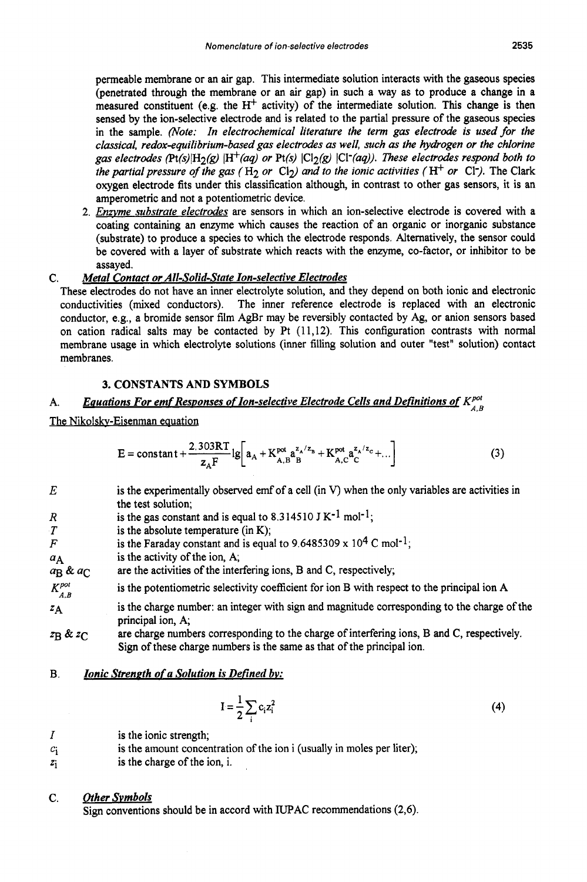permeable membrane or an air gap. This intermediate solution interacts with the gaseous species (penetrated through the membrane or an air gap) in such a way as to produce a change in a measured constituent (e.g. the $H^+$ activity) of the intermediate solution. This change is then sensed by the ion-selective electrode and is related to the partial pressure of the gaseous species in the sample. *(Note: In electrochemical literature the term gas electrode is used for the classical, redox-equilibrium-based gas electrodes as well, such as the hydrogen or the chlorine gas electrodes ($Pt(s)|H_2(g)$ $|H^+(aq)$ or $Pt(s)$ $|Cl_2(g)$ $|Cl^-(aq)$). These electrodes respond both to the partial pressure of the gas ($H_2$ or $Cl_2$) and to the ionic activities ($H^+$ or $Cl^-$).* The Clark oxygen electrode fits under this classification although, in contrast to other gas sensors, it is an amperometric and not a potentiometric device.

2. *Enzyme substrate electrodes* are sensors in which an ion-selective electrode is covered with a coating containing an enzyme which causes the reaction of an organic or inorganic substance (substrate) to produce a species to which the electrode responds. Alternatively, the sensor could be covered with a layer of substrate which reacts with the enzyme, co-factor, or inhibitor to be assayed.

C. *Metal Contact or All-Solid-State Ion-selective Electrodes*

These electrodes do not have an inner electrolyte solution, and they depend on both ionic and electronic conductivities (mixed conductors). The inner reference electrode is replaced with an electronic conductor, e.g., a bromide sensor film AgBr may be reversibly contacted by Ag, or anion sensors based on cation radical salts may be contacted by Pt (11,12). This configuration contrasts with normal membrane usage in which electrolyte solutions (inner filling solution and outer "test" solution) contact membranes.

## 3. CONSTANTS AND SYMBOLS

A. *Equations For emf Responses of Ion-selective Electrode Cells and Definitions of $K^{pot}_{A,B}$*

The Nikolsky-Eisenman equation

$$E = \text{constant} + \frac{2.303RT}{z_A F} \lg\left[a_A + K^{pot}_{A,B} a_B^{z_A/z_B} + K^{pot}_{A,C} a_C^{z_A/z_C} + \ldots\right] \quad (3)$$

| | |
|---|---|
| $E$ | is the experimentally observed emf of a cell (in V) when the only variables are activities in the test solution; |
| $R$ | is the gas constant and is equal to 8.314510 J $K^{-1}$ $mol^{-1}$; |
| $T$ | is the absolute temperature (in K); |
| $F$ | is the Faraday constant and is equal to 9.6485309 x $10^4$ C $mol^{-1}$; |
| $a_A$ | is the activity of the ion, A; |
| $a_B$ & $a_C$ | are the activities of the interfering ions, B and C, respectively; |
| $K^{pot}_{A,B}$ | is the potentiometric selectivity coefficient for ion B with respect to the principal ion A |
| $z_A$ | is the charge number: an integer with sign and magnitude corresponding to the charge of the principal ion, A; |
| $z_B$ & $z_C$ | are charge numbers corresponding to the charge of interfering ions, B and C, respectively. Sign of these charge numbers is the same as that of the principal ion. |

B. *Ionic Strength of a Solution is Defined by:*

$$I = \frac{1}{2}\sum_i c_i z_i^2 \quad (4)$$

| | |
|---|---|
| $I$ | is the ionic strength; |
| $c_i$ | is the amount concentration of the ion i (usually in moles per liter); |
| $z_i$ | is the charge of the ion, i. |

C. *Other Symbols*

Sign conventions should be in accord with IUPAC recommendations (2,6).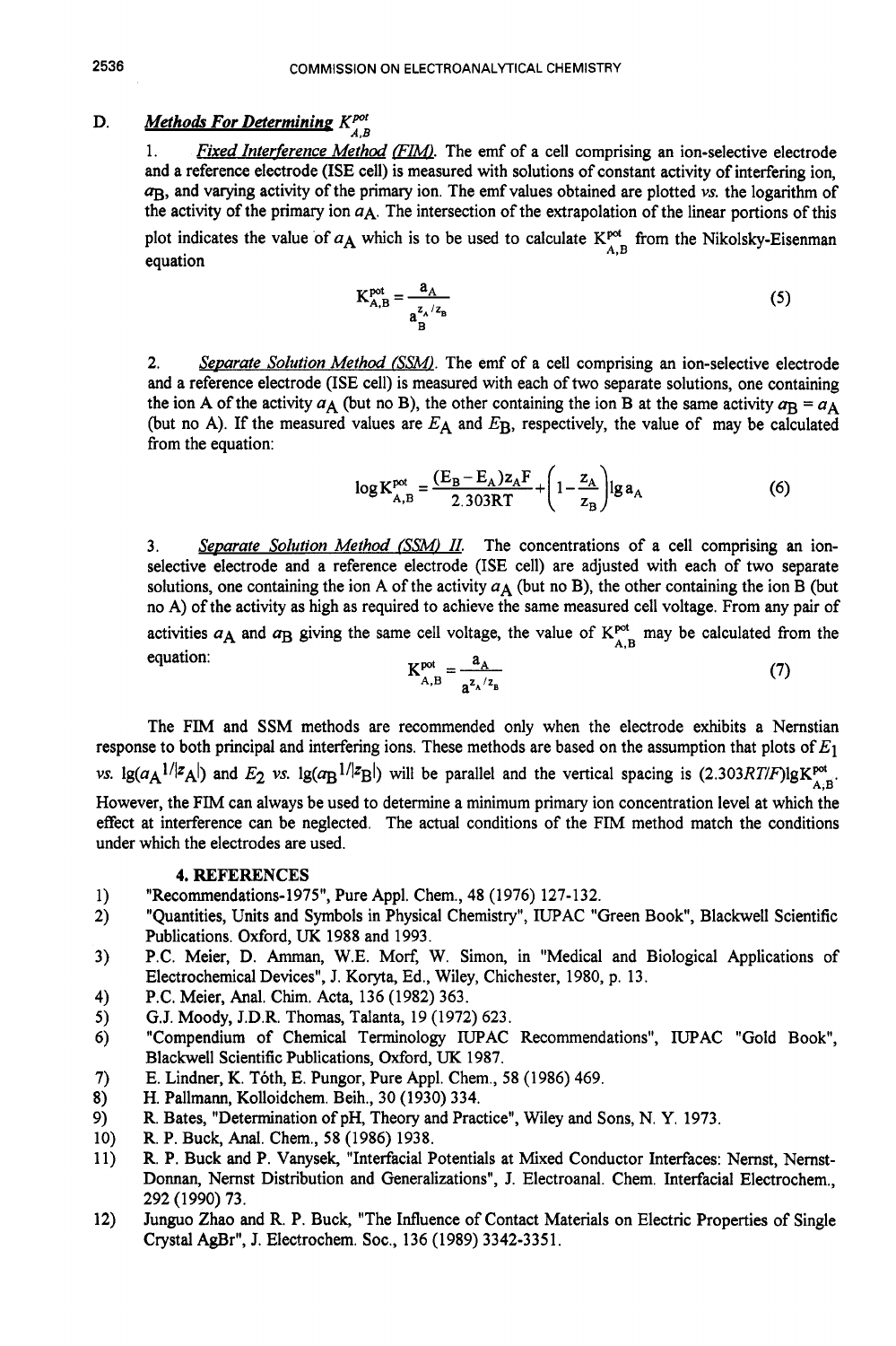## D. *Methods For Determining $K^{pot}_{A,B}$*

1. *Fixed Interference Method (FIM).* The emf of a cell comprising an ion-selective electrode and a reference electrode (ISE cell) is measured with solutions of constant activity of interfering ion, $a_B$, and varying activity of the primary ion. The emf values obtained are plotted *vs.* the logarithm of the activity of the primary ion $a_A$. The intersection of the extrapolation of the linear portions of this plot indicates the value of $a_A$ which is to be used to calculate $K^{pot}_{A,B}$ from the Nikolsky-Eisenman equation

$$K^{pot}_{A,B} = \frac{a_A}{a_B^{z_A/z_B}} \tag{5}$$

2. *Separate Solution Method (SSM).* The emf of a cell comprising an ion-selective electrode and a reference electrode (ISE cell) is measured with each of two separate solutions, one containing the ion A of the activity $a_A$ (but no B), the other containing the ion B at the same activity $a_B = a_A$ (but no A). If the measured values are $E_A$ and $E_B$, respectively, the value of may be calculated from the equation:

$$\log K^{pot}_{A,B} = \frac{(E_B - E_A)z_A F}{2.303RT} + \left(1 - \frac{z_A}{z_B}\right) \lg a_A \tag{6}$$

3. *Separate Solution Method (SSM) II.* The concentrations of a cell comprising an ion-selective electrode and a reference electrode (ISE cell) are adjusted with each of two separate solutions, one containing the ion A of the activity $a_A$ (but no B), the other containing the ion B (but no A) of the activity as high as required to achieve the same measured cell voltage. From any pair of activities $a_A$ and $a_B$ giving the same cell voltage, the value of $K^{pot}_{A,B}$ may be calculated from the equation:

$$K^{pot}_{A,B} = \frac{a_A}{a^{z_A/z_B}} \tag{7}$$

The FIM and SSM methods are recommended only when the electrode exhibits a Nernstian response to both principal and interfering ions. These methods are based on the assumption that plots of $E_1$ *vs.* $\lg(a_A{}^{1/|z_A|})$ and $E_2$ *vs.* $\lg(a_B{}^{1/|z_B|})$ will be parallel and the vertical spacing is $(2.303RT/F)\lg K^{pot}_{A,B}$. However, the FIM can always be used to determine a minimum primary ion concentration level at which the effect at interference can be neglected. The actual conditions of the FIM method match the conditions under which the electrodes are used.

## 4. REFERENCES

1) "Recommendations-1975", Pure Appl. Chem., 48 (1976) 127-132.
2) "Quantities, Units and Symbols in Physical Chemistry", IUPAC "Green Book", Blackwell Scientific Publications. Oxford, UK 1988 and 1993.
3) P.C. Meier, D. Amman, W.E. Morf, W. Simon, in "Medical and Biological Applications of Electrochemical Devices", J. Koryta, Ed., Wiley, Chichester, 1980, p. 13.
4) P.C. Meier, Anal. Chim. Acta, 136 (1982) 363.
5) G.J. Moody, J.D.R. Thomas, Talanta, 19 (1972) 623.
6) "Compendium of Chemical Terminology IUPAC Recommendations", IUPAC "Gold Book", Blackwell Scientific Publications, Oxford, UK 1987.
7) E. Lindner, K. Tóth, E. Pungor, Pure Appl. Chem., 58 (1986) 469.
8) H. Pallmann, Kolloidchem. Beih., 30 (1930) 334.
9) R. Bates, "Determination of pH, Theory and Practice", Wiley and Sons, N. Y. 1973.
10) R. P. Buck, Anal. Chem., 58 (1986) 1938.
11) R. P. Buck and P. Vanysek, "Interfacial Potentials at Mixed Conductor Interfaces: Nernst, Nernst-Donnan, Nernst Distribution and Generalizations", J. Electroanal. Chem. Interfacial Electrochem., 292 (1990) 73.
12) Junguo Zhao and R. P. Buck, "The Influence of Contact Materials on Electric Properties of Single Crystal AgBr", J. Electrochem. Soc., 136 (1989) 3342-3351.